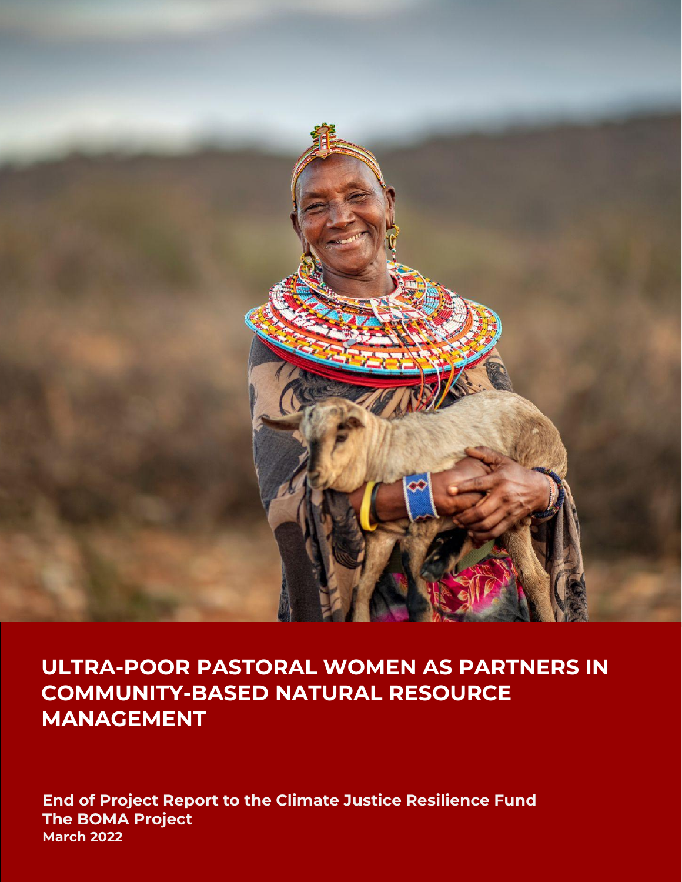# ULTRA-POOR PASTORAL WOMEN AS PARTNERS IN COMMUNITY-BASED NATURAL RESOURCE MANAGEMENT

**End of Project Report to the Climate Justice Resilience Fund**
**The BOMA Project**
**March 2022**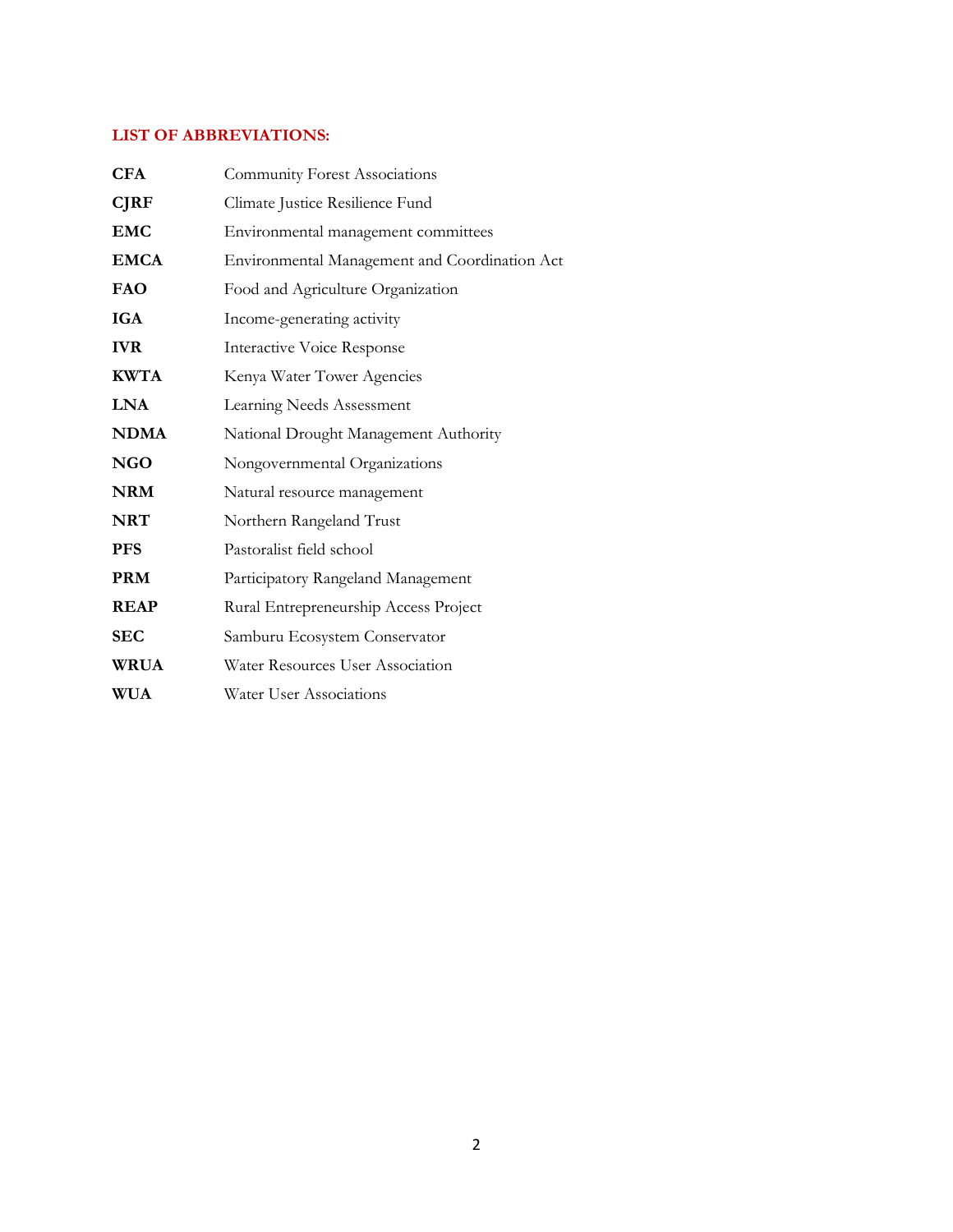## LIST OF ABBREVIATIONS:

| | |
|---|---|
| **CFA** | Community Forest Associations |
| **CJRF** | Climate Justice Resilience Fund |
| **EMC** | Environmental management committees |
| **EMCA** | Environmental Management and Coordination Act |
| **FAO** | Food and Agriculture Organization |
| **IGA** | Income-generating activity |
| **IVR** | Interactive Voice Response |
| **KWTA** | Kenya Water Tower Agencies |
| **LNA** | Learning Needs Assessment |
| **NDMA** | National Drought Management Authority |
| **NGO** | Nongovernmental Organizations |
| **NRM** | Natural resource management |
| **NRT** | Northern Rangeland Trust |
| **PFS** | Pastoralist field school |
| **PRM** | Participatory Rangeland Management |
| **REAP** | Rural Entrepreneurship Access Project |
| **SEC** | Samburu Ecosystem Conservator |
| **WRUA** | Water Resources User Association |
| **WUA** | Water User Associations |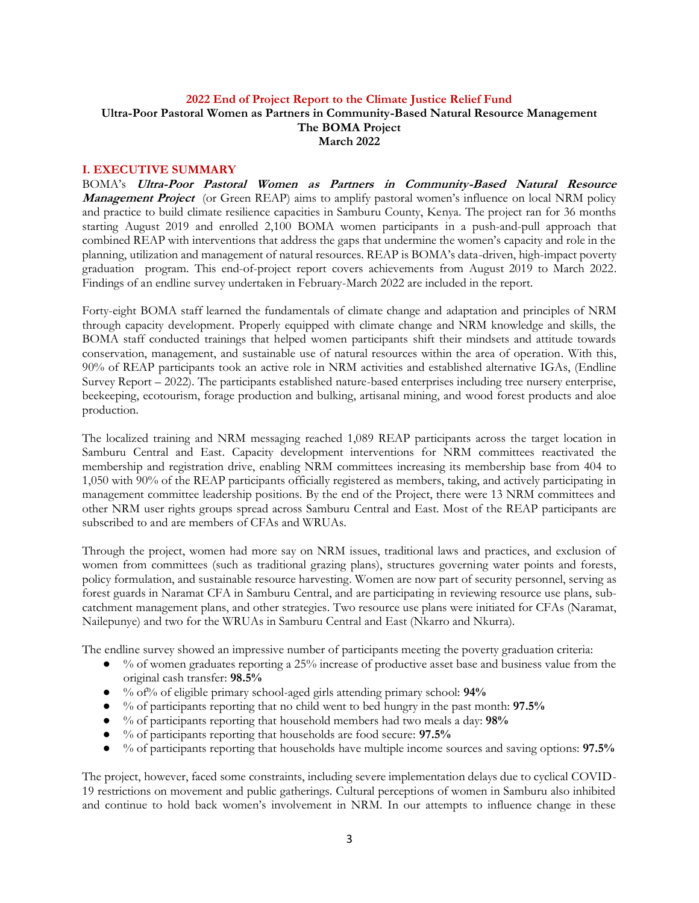**2022 End of Project Report to the Climate Justice Relief Fund**
**Ultra-Poor Pastoral Women as Partners in Community-Based Natural Resource Management**
**The BOMA Project**
**March 2022**

## I. EXECUTIVE SUMMARY

BOMA's ***Ultra-Poor Pastoral Women as Partners in Community-Based Natural Resource Management Project*** (or Green REAP) aims to amplify pastoral women's influence on local NRM policy and practice to build climate resilience capacities in Samburu County, Kenya. The project ran for 36 months starting August 2019 and enrolled 2,100 BOMA women participants in a push-and-pull approach that combined REAP with interventions that address the gaps that undermine the women's capacity and role in the planning, utilization and management of natural resources. REAP is BOMA's data-driven, high-impact poverty graduation program. This end-of-project report covers achievements from August 2019 to March 2022. Findings of an endline survey undertaken in February-March 2022 are included in the report.

Forty-eight BOMA staff learned the fundamentals of climate change and adaptation and principles of NRM through capacity development. Properly equipped with climate change and NRM knowledge and skills, the BOMA staff conducted trainings that helped women participants shift their mindsets and attitude towards conservation, management, and sustainable use of natural resources within the area of operation. With this, 90% of REAP participants took an active role in NRM activities and established alternative IGAs, (Endline Survey Report – 2022). The participants established nature-based enterprises including tree nursery enterprise, beekeeping, ecotourism, forage production and bulking, artisanal mining, and wood forest products and aloe production.

The localized training and NRM messaging reached 1,089 REAP participants across the target location in Samburu Central and East. Capacity development interventions for NRM committees reactivated the membership and registration drive, enabling NRM committees increasing its membership base from 404 to 1,050 with 90% of the REAP participants officially registered as members, taking, and actively participating in management committee leadership positions. By the end of the Project, there were 13 NRM committees and other NRM user rights groups spread across Samburu Central and East. Most of the REAP participants are subscribed to and are members of CFAs and WRUAs.

Through the project, women had more say on NRM issues, traditional laws and practices, and exclusion of women from committees (such as traditional grazing plans), structures governing water points and forests, policy formulation, and sustainable resource harvesting. Women are now part of security personnel, serving as forest guards in Naramat CFA in Samburu Central, and are participating in reviewing resource use plans, sub-catchment management plans, and other strategies. Two resource use plans were initiated for CFAs (Naramat, Nailepunye) and two for the WRUAs in Samburu Central and East (Nkarro and Nkurra).

The endline survey showed an impressive number of participants meeting the poverty graduation criteria:

- % of women graduates reporting a 25% increase of productive asset base and business value from the original cash transfer: **98.5%**
- % of% of eligible primary school-aged girls attending primary school: **94%**
- % of participants reporting that no child went to bed hungry in the past month: **97.5%**
- % of participants reporting that household members had two meals a day: **98%**
- % of participants reporting that households are food secure: **97.5%**
- % of participants reporting that households have multiple income sources and saving options: **97.5%**

The project, however, faced some constraints, including severe implementation delays due to cyclical COVID-19 restrictions on movement and public gatherings. Cultural perceptions of women in Samburu also inhibited and continue to hold back women's involvement in NRM. In our attempts to influence change in these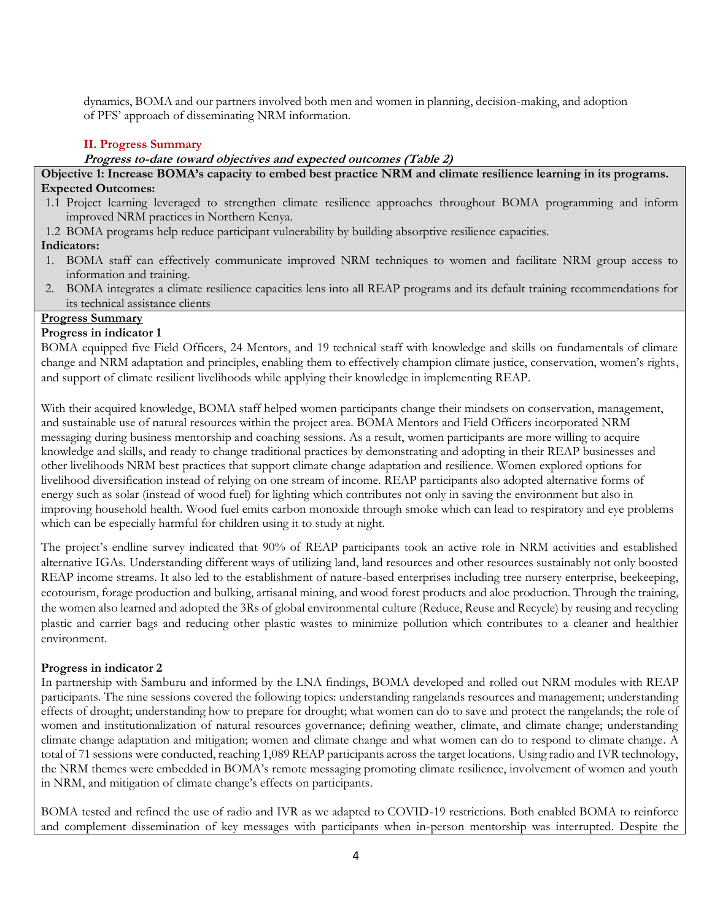dynamics, BOMA and our partners involved both men and women in planning, decision-making, and adoption of PFS' approach of disseminating NRM information.

## II. Progress Summary

***Progress to-date toward objectives and expected outcomes (Table 2)***

**Objective 1: Increase BOMA's capacity to embed best practice NRM and climate resilience learning in its programs.**

**Expected Outcomes:**

1.1 Project learning leveraged to strengthen climate resilience approaches throughout BOMA programming and inform improved NRM practices in Northern Kenya.

1.2 BOMA programs help reduce participant vulnerability by building absorptive resilience capacities.

**Indicators:**

1. BOMA staff can effectively communicate improved NRM techniques to women and facilitate NRM group access to information and training.
2. BOMA integrates a climate resilience capacities lens into all REAP programs and its default training recommendations for its technical assistance clients

**<u>Progress Summary</u>**

**Progress in indicator 1**

BOMA equipped five Field Officers, 24 Mentors, and 19 technical staff with knowledge and skills on fundamentals of climate change and NRM adaptation and principles, enabling them to effectively champion climate justice, conservation, women's rights, and support of climate resilient livelihoods while applying their knowledge in implementing REAP.

With their acquired knowledge, BOMA staff helped women participants change their mindsets on conservation, management, and sustainable use of natural resources within the project area. BOMA Mentors and Field Officers incorporated NRM messaging during business mentorship and coaching sessions. As a result, women participants are more willing to acquire knowledge and skills, and ready to change traditional practices by demonstrating and adopting in their REAP businesses and other livelihoods NRM best practices that support climate change adaptation and resilience. Women explored options for livelihood diversification instead of relying on one stream of income. REAP participants also adopted alternative forms of energy such as solar (instead of wood fuel) for lighting which contributes not only in saving the environment but also in improving household health. Wood fuel emits carbon monoxide through smoke which can lead to respiratory and eye problems which can be especially harmful for children using it to study at night.

The project's endline survey indicated that 90% of REAP participants took an active role in NRM activities and established alternative IGAs. Understanding different ways of utilizing land, land resources and other resources sustainably not only boosted REAP income streams. It also led to the establishment of nature-based enterprises including tree nursery enterprise, beekeeping, ecotourism, forage production and bulking, artisanal mining, and wood forest products and aloe production. Through the training, the women also learned and adopted the 3Rs of global environmental culture (Reduce, Reuse and Recycle) by reusing and recycling plastic and carrier bags and reducing other plastic wastes to minimize pollution which contributes to a cleaner and healthier environment.

**Progress in indicator 2**

In partnership with Samburu and informed by the LNA findings, BOMA developed and rolled out NRM modules with REAP participants. The nine sessions covered the following topics: understanding rangelands resources and management; understanding effects of drought; understanding how to prepare for drought; what women can do to save and protect the rangelands; the role of women and institutionalization of natural resources governance; defining weather, climate, and climate change; understanding climate change adaptation and mitigation; women and climate change and what women can do to respond to climate change. A total of 71 sessions were conducted, reaching 1,089 REAP participants across the target locations. Using radio and IVR technology, the NRM themes were embedded in BOMA's remote messaging promoting climate resilience, involvement of women and youth in NRM, and mitigation of climate change's effects on participants.

BOMA tested and refined the use of radio and IVR as we adapted to COVID-19 restrictions. Both enabled BOMA to reinforce and complement dissemination of key messages with participants when in-person mentorship was interrupted. Despite the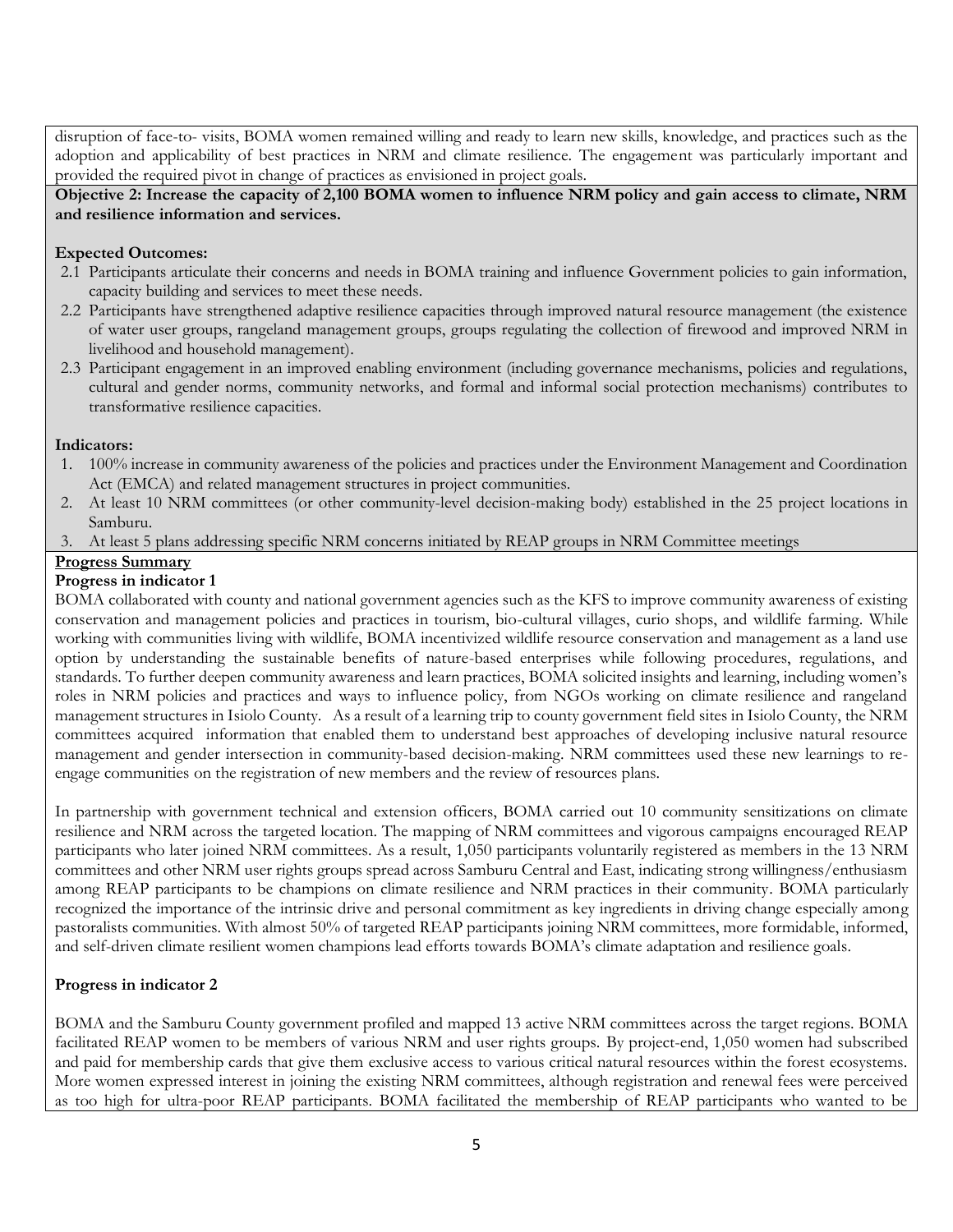disruption of face-to- visits, BOMA women remained willing and ready to learn new skills, knowledge, and practices such as the adoption and applicability of best practices in NRM and climate resilience. The engagement was particularly important and provided the required pivot in change of practices as envisioned in project goals.

**Objective 2: Increase the capacity of 2,100 BOMA women to influence NRM policy and gain access to climate, NRM and resilience information and services.**

**Expected Outcomes:**

2.1 Participants articulate their concerns and needs in BOMA training and influence Government policies to gain information, capacity building and services to meet these needs.

2.2 Participants have strengthened adaptive resilience capacities through improved natural resource management (the existence of water user groups, rangeland management groups, groups regulating the collection of firewood and improved NRM in livelihood and household management).

2.3 Participant engagement in an improved enabling environment (including governance mechanisms, policies and regulations, cultural and gender norms, community networks, and formal and informal social protection mechanisms) contributes to transformative resilience capacities.

**Indicators:**

1. 100% increase in community awareness of the policies and practices under the Environment Management and Coordination Act (EMCA) and related management structures in project communities.
2. At least 10 NRM committees (or other community-level decision-making body) established in the 25 project locations in Samburu.
3. At least 5 plans addressing specific NRM concerns initiated by REAP groups in NRM Committee meetings

**Progress Summary**

**Progress in indicator 1**

BOMA collaborated with county and national government agencies such as the KFS to improve community awareness of existing conservation and management policies and practices in tourism, bio-cultural villages, curio shops, and wildlife farming. While working with communities living with wildlife, BOMA incentivized wildlife resource conservation and management as a land use option by understanding the sustainable benefits of nature-based enterprises while following procedures, regulations, and standards. To further deepen community awareness and learn practices, BOMA solicited insights and learning, including women's roles in NRM policies and practices and ways to influence policy, from NGOs working on climate resilience and rangeland management structures in Isiolo County. As a result of a learning trip to county government field sites in Isiolo County, the NRM committees acquired information that enabled them to understand best approaches of developing inclusive natural resource management and gender intersection in community-based decision-making. NRM committees used these new learnings to re-engage communities on the registration of new members and the review of resources plans.

In partnership with government technical and extension officers, BOMA carried out 10 community sensitizations on climate resilience and NRM across the targeted location. The mapping of NRM committees and vigorous campaigns encouraged REAP participants who later joined NRM committees. As a result, 1,050 participants voluntarily registered as members in the 13 NRM committees and other NRM user rights groups spread across Samburu Central and East, indicating strong willingness/enthusiasm among REAP participants to be champions on climate resilience and NRM practices in their community. BOMA particularly recognized the importance of the intrinsic drive and personal commitment as key ingredients in driving change especially among pastoralists communities. With almost 50% of targeted REAP participants joining NRM committees, more formidable, informed, and self-driven climate resilient women champions lead efforts towards BOMA's climate adaptation and resilience goals.

**Progress in indicator 2**

BOMA and the Samburu County government profiled and mapped 13 active NRM committees across the target regions. BOMA facilitated REAP women to be members of various NRM and user rights groups. By project-end, 1,050 women had subscribed and paid for membership cards that give them exclusive access to various critical natural resources within the forest ecosystems. More women expressed interest in joining the existing NRM committees, although registration and renewal fees were perceived as too high for ultra-poor REAP participants. BOMA facilitated the membership of REAP participants who wanted to be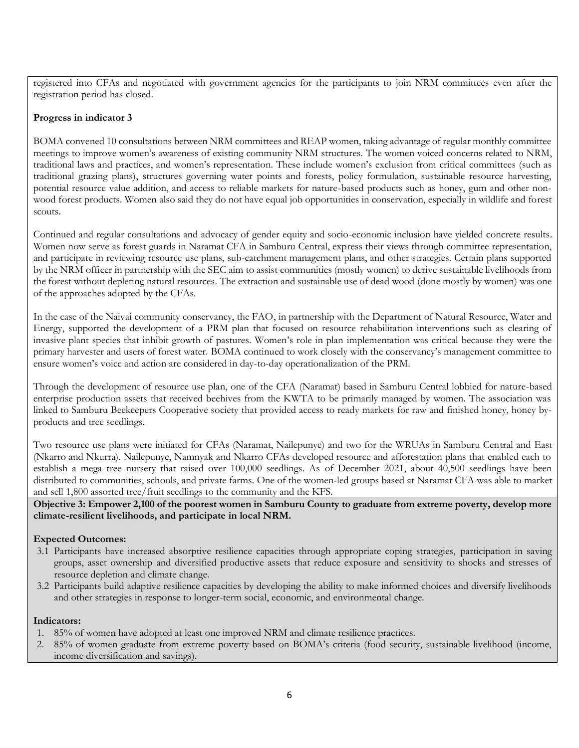registered into CFAs and negotiated with government agencies for the participants to join NRM committees even after the registration period has closed.

**Progress in indicator 3**

BOMA convened 10 consultations between NRM committees and REAP women, taking advantage of regular monthly committee meetings to improve women's awareness of existing community NRM structures. The women voiced concerns related to NRM, traditional laws and practices, and women's representation. These include women's exclusion from critical committees (such as traditional grazing plans), structures governing water points and forests, policy formulation, sustainable resource harvesting, potential resource value addition, and access to reliable markets for nature-based products such as honey, gum and other non-wood forest products. Women also said they do not have equal job opportunities in conservation, especially in wildlife and forest scouts.

Continued and regular consultations and advocacy of gender equity and socio-economic inclusion have yielded concrete results. Women now serve as forest guards in Naramat CFA in Samburu Central, express their views through committee representation, and participate in reviewing resource use plans, sub-catchment management plans, and other strategies. Certain plans supported by the NRM officer in partnership with the SEC aim to assist communities (mostly women) to derive sustainable livelihoods from the forest without depleting natural resources. The extraction and sustainable use of dead wood (done mostly by women) was one of the approaches adopted by the CFAs.

In the case of the Naivai community conservancy, the FAO, in partnership with the Department of Natural Resource, Water and Energy, supported the development of a PRM plan that focused on resource rehabilitation interventions such as clearing of invasive plant species that inhibit growth of pastures. Women's role in plan implementation was critical because they were the primary harvester and users of forest water. BOMA continued to work closely with the conservancy's management committee to ensure women's voice and action are considered in day-to-day operationalization of the PRM.

Through the development of resource use plan, one of the CFA (Naramat) based in Samburu Central lobbied for nature-based enterprise production assets that received beehives from the KWTA to be primarily managed by women. The association was linked to Samburu Beekeepers Cooperative society that provided access to ready markets for raw and finished honey, honey by-products and tree seedlings.

Two resource use plans were initiated for CFAs (Naramat, Nailepunye) and two for the WRUAs in Samburu Central and East (Nkarro and Nkurra). Nailepunye, Namnyak and Nkarro CFAs developed resource and afforestation plans that enabled each to establish a mega tree nursery that raised over 100,000 seedlings. As of December 2021, about 40,500 seedlings have been distributed to communities, schools, and private farms. One of the women-led groups based at Naramat CFA was able to market and sell 1,800 assorted tree/fruit seedlings to the community and the KFS.

**Objective 3: Empower 2,100 of the poorest women in Samburu County to graduate from extreme poverty, develop more climate-resilient livelihoods, and participate in local NRM.**

**Expected Outcomes:**

3.1 Participants have increased absorptive resilience capacities through appropriate coping strategies, participation in saving groups, asset ownership and diversified productive assets that reduce exposure and sensitivity to shocks and stresses of resource depletion and climate change.

3.2 Participants build adaptive resilience capacities by developing the ability to make informed choices and diversify livelihoods and other strategies in response to longer-term social, economic, and environmental change.

**Indicators:**

1. 85% of women have adopted at least one improved NRM and climate resilience practices.
2. 85% of women graduate from extreme poverty based on BOMA's criteria (food security, sustainable livelihood (income, income diversification and savings).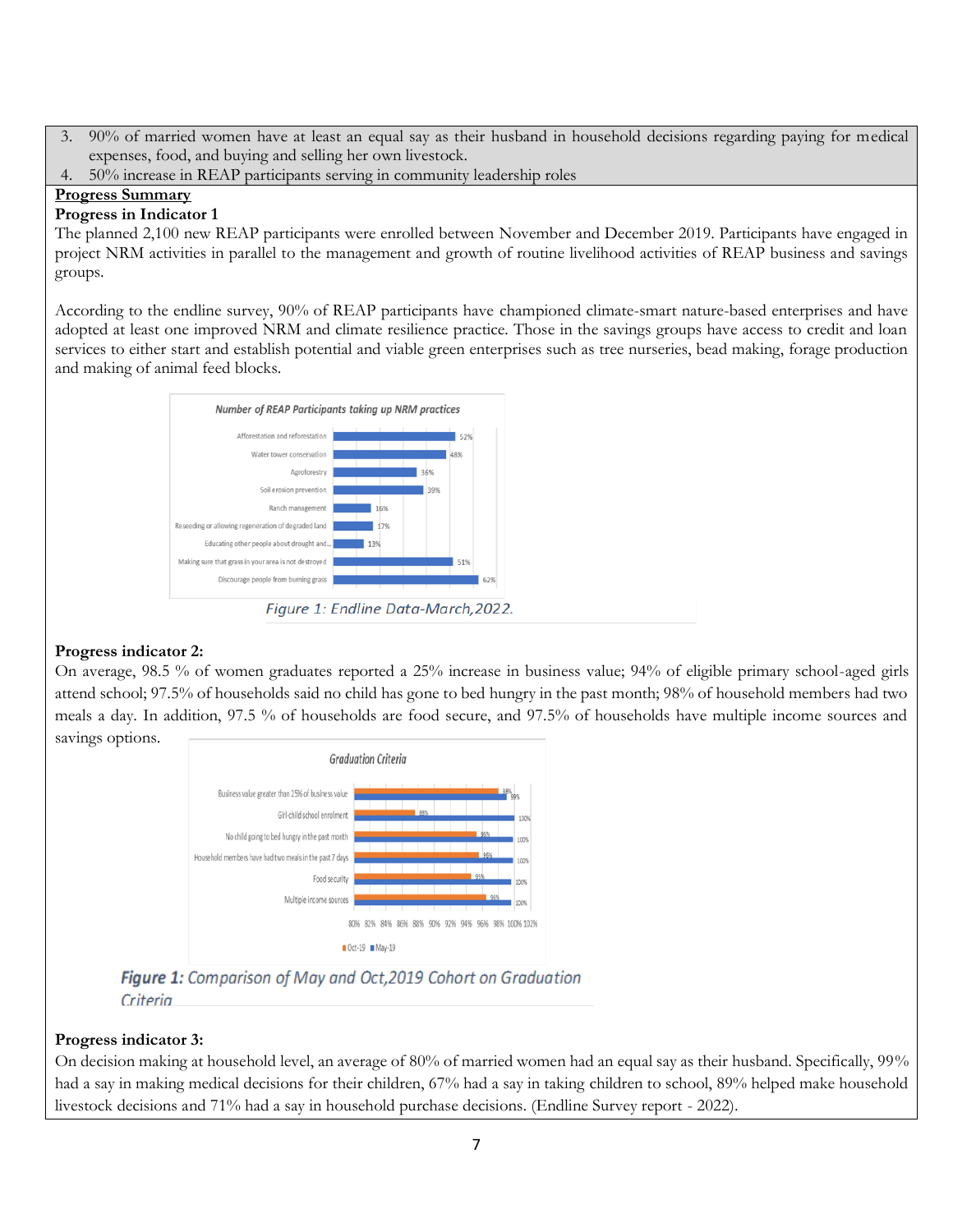3. 90% of married women have at least an equal say as their husband in household decisions regarding paying for medical expenses, food, and buying and selling her own livestock.
4. 50% increase in REAP participants serving in community leadership roles

**Progress Summary**

**Progress in Indicator 1**

The planned 2,100 new REAP participants were enrolled between November and December 2019. Participants have engaged in project NRM activities in parallel to the management and growth of routine livelihood activities of REAP business and savings groups.

According to the endline survey, 90% of REAP participants have championed climate-smart nature-based enterprises and have adopted at least one improved NRM and climate resilience practice. Those in the savings groups have access to credit and loan services to either start and establish potential and viable green enterprises such as tree nurseries, bead making, forage production and making of animal feed blocks.

*Number of REAP Participants taking up NRM practices*

| Practice | Percentage |
|---|---|
| Afforestation and reforestation | 52% |
| Water tower conservation | 48% |
| Agroforestry | 36% |
| Soil erosion prevention | 39% |
| Ranch management | 16% |
| Reseeding or allowing regeneration of degraded land | 17% |
| Educating other people about drought and... | 13% |
| Making sure that grass in your area is not destroyed | 51% |
| Discourage people from burning grass | 62% |

*Figure 1: Endline Data-March,2022.*

**Progress indicator 2:**

On average, 98.5 % of women graduates reported a 25% increase in business value; 94% of eligible primary school-aged girls attend school; 97.5% of households said no child has gone to bed hungry in the past month; 98% of household members had two meals a day. In addition, 97.5 % of households are food secure, and 97.5% of households have multiple income sources and savings options.

*Graduation Criteria*

| Criteria | Oct-19 | May-19 |
|---|---|---|
| Business value greater than 25% of business value | 98% | 99% |
| Girl-child school enrolment | 88% | 100% |
| No child going to bed hungry in the past month | 95% | 100% |
| Household members have had two meals in the past 7 days | 95% | 100% |
| Food security | 95% | 100% |
| Multiple income sources | 96% | 100% |

**Figure 1:** *Comparison of May and Oct,2019 Cohort on Graduation Criteria*

**Progress indicator 3:**

On decision making at household level, an average of 80% of married women had an equal say as their husband. Specifically, 99% had a say in making medical decisions for their children, 67% had a say in taking children to school, 89% helped make household livestock decisions and 71% had a say in household purchase decisions. (Endline Survey report - 2022).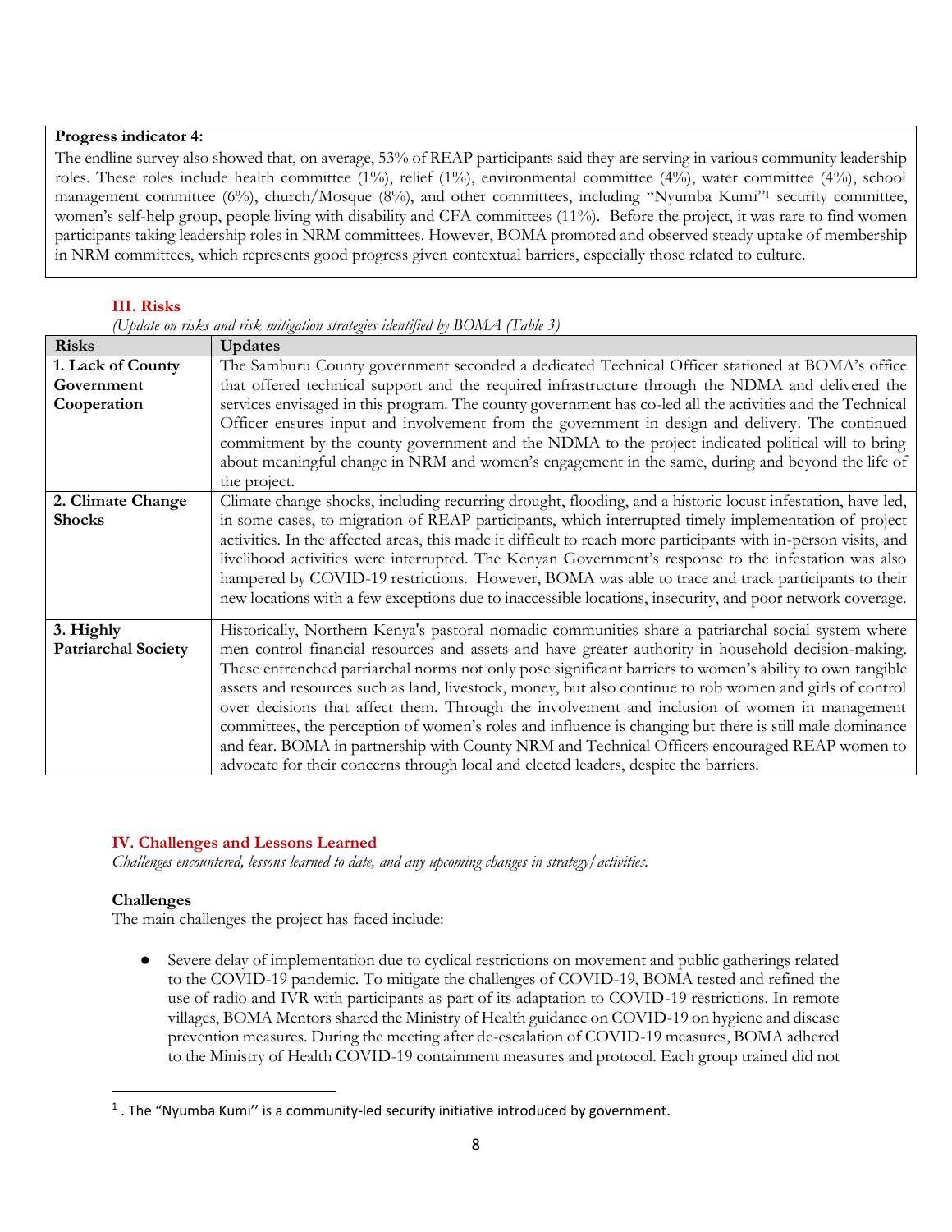**Progress indicator 4:**

The endline survey also showed that, on average, 53% of REAP participants said they are serving in various community leadership roles. These roles include health committee (1%), relief (1%), environmental committee (4%), water committee (4%), school management committee (6%), church/Mosque (8%), and other committees, including "Nyumba Kumi"[1] security committee, women's self-help group, people living with disability and CFA committees (11%). Before the project, it was rare to find women participants taking leadership roles in NRM committees. However, BOMA promoted and observed steady uptake of membership in NRM committees, which represents good progress given contextual barriers, especially those related to culture.

## III. Risks

*(Update on risks and risk mitigation strategies identified by BOMA (Table 3)*

| Risks | Updates |
|---|---|
| **1. Lack of County Government Cooperation** | The Samburu County government seconded a dedicated Technical Officer stationed at BOMA's office that offered technical support and the required infrastructure through the NDMA and delivered the services envisaged in this program. The county government has co-led all the activities and the Technical Officer ensures input and involvement from the government in design and delivery. The continued commitment by the county government and the NDMA to the project indicated political will to bring about meaningful change in NRM and women's engagement in the same, during and beyond the life of the project. |
| **2. Climate Change Shocks** | Climate change shocks, including recurring drought, flooding, and a historic locust infestation, have led, in some cases, to migration of REAP participants, which interrupted timely implementation of project activities. In the affected areas, this made it difficult to reach more participants with in-person visits, and livelihood activities were interrupted. The Kenyan Government's response to the infestation was also hampered by COVID-19 restrictions. However, BOMA was able to trace and track participants to their new locations with a few exceptions due to inaccessible locations, insecurity, and poor network coverage. |
| **3. Highly Patriarchal Society** | Historically, Northern Kenya's pastoral nomadic communities share a patriarchal social system where men control financial resources and assets and have greater authority in household decision-making. These entrenched patriarchal norms not only pose significant barriers to women's ability to own tangible assets and resources such as land, livestock, money, but also continue to rob women and girls of control over decisions that affect them. Through the involvement and inclusion of women in management committees, the perception of women's roles and influence is changing but there is still male dominance and fear. BOMA in partnership with County NRM and Technical Officers encouraged REAP women to advocate for their concerns through local and elected leaders, despite the barriers. |

## IV. Challenges and Lessons Learned

*Challenges encountered, lessons learned to date, and any upcoming changes in strategy/activities.*

### Challenges

The main challenges the project has faced include:

- Severe delay of implementation due to cyclical restrictions on movement and public gatherings related to the COVID-19 pandemic. To mitigate the challenges of COVID-19, BOMA tested and refined the use of radio and IVR with participants as part of its adaptation to COVID-19 restrictions. In remote villages, BOMA Mentors shared the Ministry of Health guidance on COVID-19 on hygiene and disease prevention measures. During the meeting after de-escalation of COVID-19 measures, BOMA adhered to the Ministry of Health COVID-19 containment measures and protocol. Each group trained did not

[1] . The "Nyumba Kumi'' is a community-led security initiative introduced by government.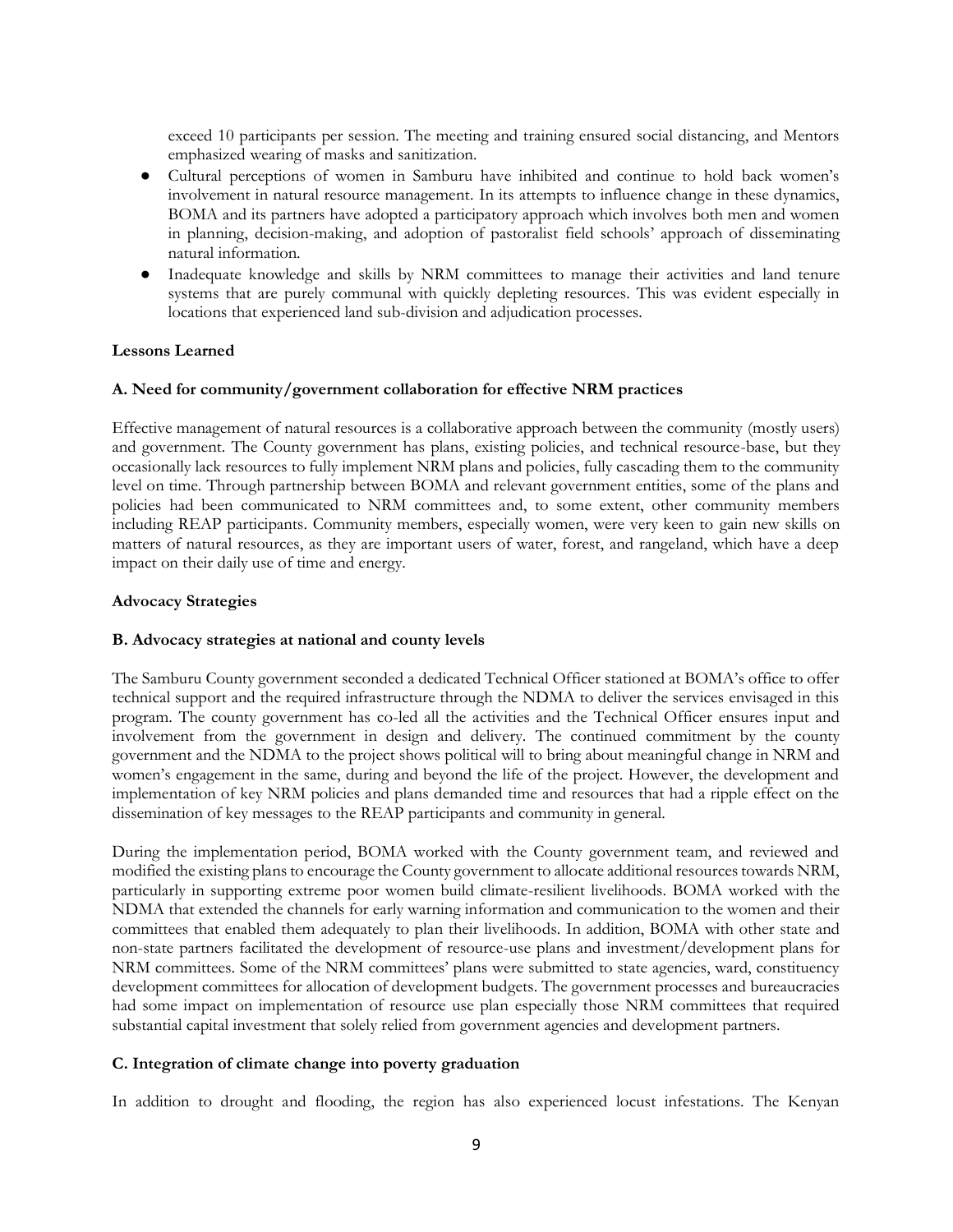exceed 10 participants per session. The meeting and training ensured social distancing, and Mentors emphasized wearing of masks and sanitization.

- Cultural perceptions of women in Samburu have inhibited and continue to hold back women's involvement in natural resource management. In its attempts to influence change in these dynamics, BOMA and its partners have adopted a participatory approach which involves both men and women in planning, decision-making, and adoption of pastoralist field schools' approach of disseminating natural information.
- Inadequate knowledge and skills by NRM committees to manage their activities and land tenure systems that are purely communal with quickly depleting resources. This was evident especially in locations that experienced land sub-division and adjudication processes.

**Lessons Learned**

**A. Need for community/government collaboration for effective NRM practices**

Effective management of natural resources is a collaborative approach between the community (mostly users) and government. The County government has plans, existing policies, and technical resource-base, but they occasionally lack resources to fully implement NRM plans and policies, fully cascading them to the community level on time. Through partnership between BOMA and relevant government entities, some of the plans and policies had been communicated to NRM committees and, to some extent, other community members including REAP participants. Community members, especially women, were very keen to gain new skills on matters of natural resources, as they are important users of water, forest, and rangeland, which have a deep impact on their daily use of time and energy.

**Advocacy Strategies**

**B. Advocacy strategies at national and county levels**

The Samburu County government seconded a dedicated Technical Officer stationed at BOMA's office to offer technical support and the required infrastructure through the NDMA to deliver the services envisaged in this program. The county government has co-led all the activities and the Technical Officer ensures input and involvement from the government in design and delivery. The continued commitment by the county government and the NDMA to the project shows political will to bring about meaningful change in NRM and women's engagement in the same, during and beyond the life of the project. However, the development and implementation of key NRM policies and plans demanded time and resources that had a ripple effect on the dissemination of key messages to the REAP participants and community in general.

During the implementation period, BOMA worked with the County government team, and reviewed and modified the existing plans to encourage the County government to allocate additional resources towards NRM, particularly in supporting extreme poor women build climate-resilient livelihoods. BOMA worked with the NDMA that extended the channels for early warning information and communication to the women and their committees that enabled them adequately to plan their livelihoods. In addition, BOMA with other state and non-state partners facilitated the development of resource-use plans and investment/development plans for NRM committees. Some of the NRM committees' plans were submitted to state agencies, ward, constituency development committees for allocation of development budgets. The government processes and bureaucracies had some impact on implementation of resource use plan especially those NRM committees that required substantial capital investment that solely relied from government agencies and development partners.

**C. Integration of climate change into poverty graduation**

In addition to drought and flooding, the region has also experienced locust infestations. The Kenyan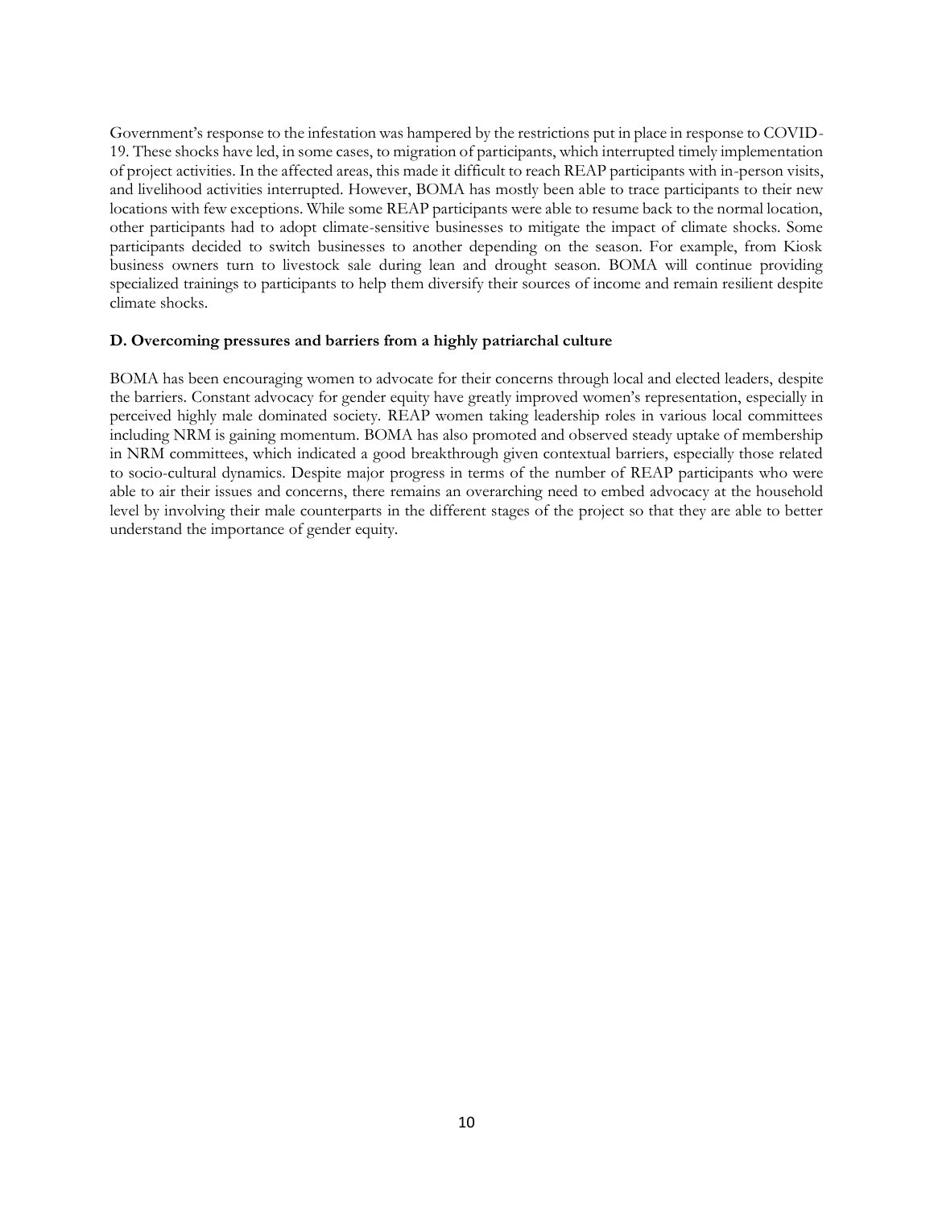Government's response to the infestation was hampered by the restrictions put in place in response to COVID-19. These shocks have led, in some cases, to migration of participants, which interrupted timely implementation of project activities. In the affected areas, this made it difficult to reach REAP participants with in-person visits, and livelihood activities interrupted. However, BOMA has mostly been able to trace participants to their new locations with few exceptions. While some REAP participants were able to resume back to the normal location, other participants had to adopt climate-sensitive businesses to mitigate the impact of climate shocks. Some participants decided to switch businesses to another depending on the season. For example, from Kiosk business owners turn to livestock sale during lean and drought season. BOMA will continue providing specialized trainings to participants to help them diversify their sources of income and remain resilient despite climate shocks.

**D. Overcoming pressures and barriers from a highly patriarchal culture**

BOMA has been encouraging women to advocate for their concerns through local and elected leaders, despite the barriers. Constant advocacy for gender equity have greatly improved women's representation, especially in perceived highly male dominated society. REAP women taking leadership roles in various local committees including NRM is gaining momentum. BOMA has also promoted and observed steady uptake of membership in NRM committees, which indicated a good breakthrough given contextual barriers, especially those related to socio-cultural dynamics. Despite major progress in terms of the number of REAP participants who were able to air their issues and concerns, there remains an overarching need to embed advocacy at the household level by involving their male counterparts in the different stages of the project so that they are able to better understand the importance of gender equity.